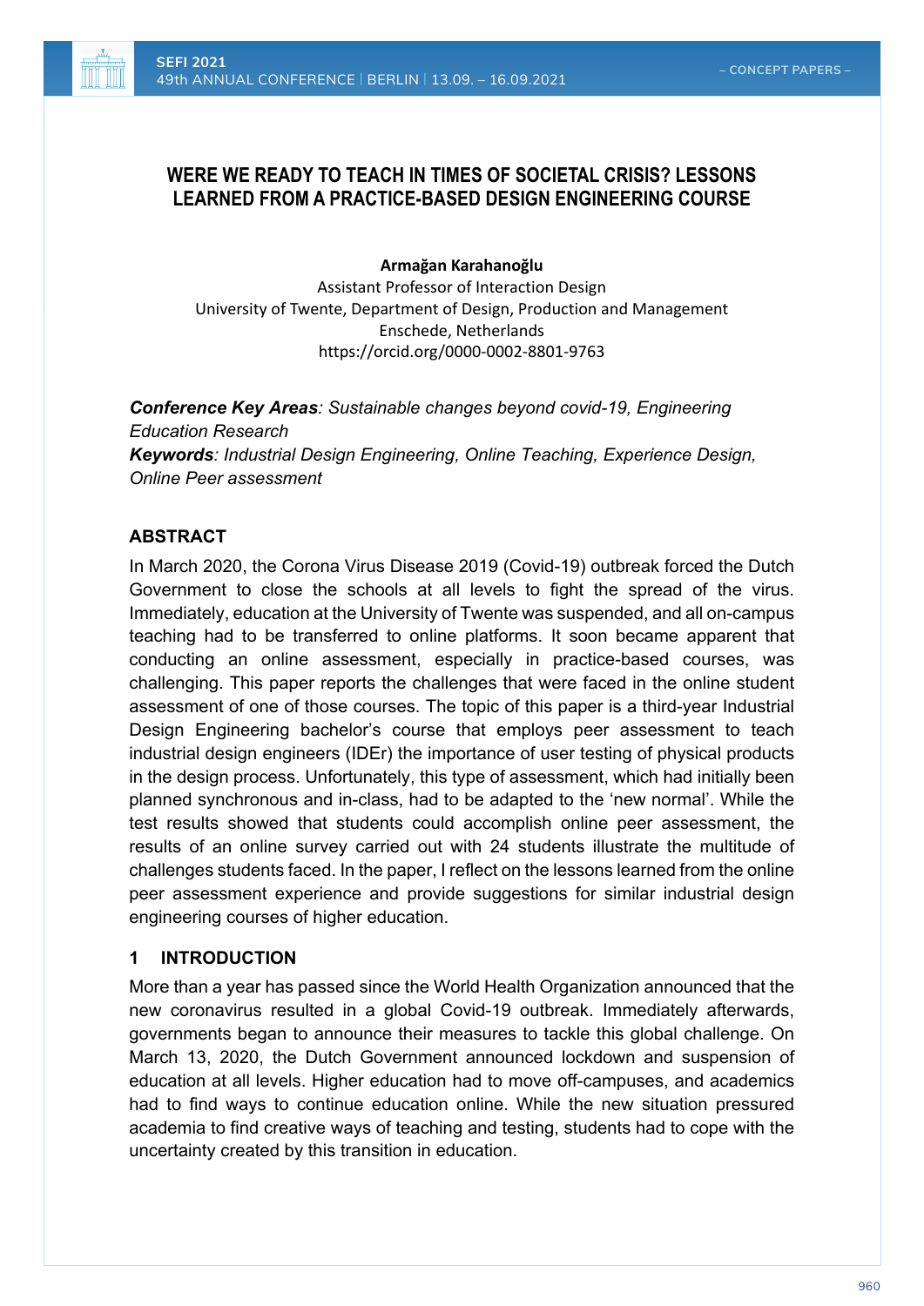# WERE WE READY TO TEACH IN TIMES OF SOCIETAL CRISIS? LESSONS LEARNED FROM A PRACTICE-BASED DESIGN ENGINEERING COURSE

**Armağan Karahanoğlu**
Assistant Professor of Interaction Design
University of Twente, Department of Design, Production and Management
Enschede, Netherlands
https://orcid.org/0000-0002-8801-9763

***Conference Key Areas****: Sustainable changes beyond covid-19, Engineering Education Research*
***Keywords****: Industrial Design Engineering, Online Teaching, Experience Design, Online Peer assessment*

## ABSTRACT

In March 2020, the Corona Virus Disease 2019 (Covid-19) outbreak forced the Dutch Government to close the schools at all levels to fight the spread of the virus. Immediately, education at the University of Twente was suspended, and all on-campus teaching had to be transferred to online platforms. It soon became apparent that conducting an online assessment, especially in practice-based courses, was challenging. This paper reports the challenges that were faced in the online student assessment of one of those courses. The topic of this paper is a third-year Industrial Design Engineering bachelor's course that employs peer assessment to teach industrial design engineers (IDEr) the importance of user testing of physical products in the design process. Unfortunately, this type of assessment, which had initially been planned synchronous and in-class, had to be adapted to the 'new normal'. While the test results showed that students could accomplish online peer assessment, the results of an online survey carried out with 24 students illustrate the multitude of challenges students faced. In the paper, I reflect on the lessons learned from the online peer assessment experience and provide suggestions for similar industrial design engineering courses of higher education.

## 1 INTRODUCTION

More than a year has passed since the World Health Organization announced that the new coronavirus resulted in a global Covid-19 outbreak. Immediately afterwards, governments began to announce their measures to tackle this global challenge. On March 13, 2020, the Dutch Government announced lockdown and suspension of education at all levels. Higher education had to move off-campuses, and academics had to find ways to continue education online. While the new situation pressured academia to find creative ways of teaching and testing, students had to cope with the uncertainty created by this transition in education.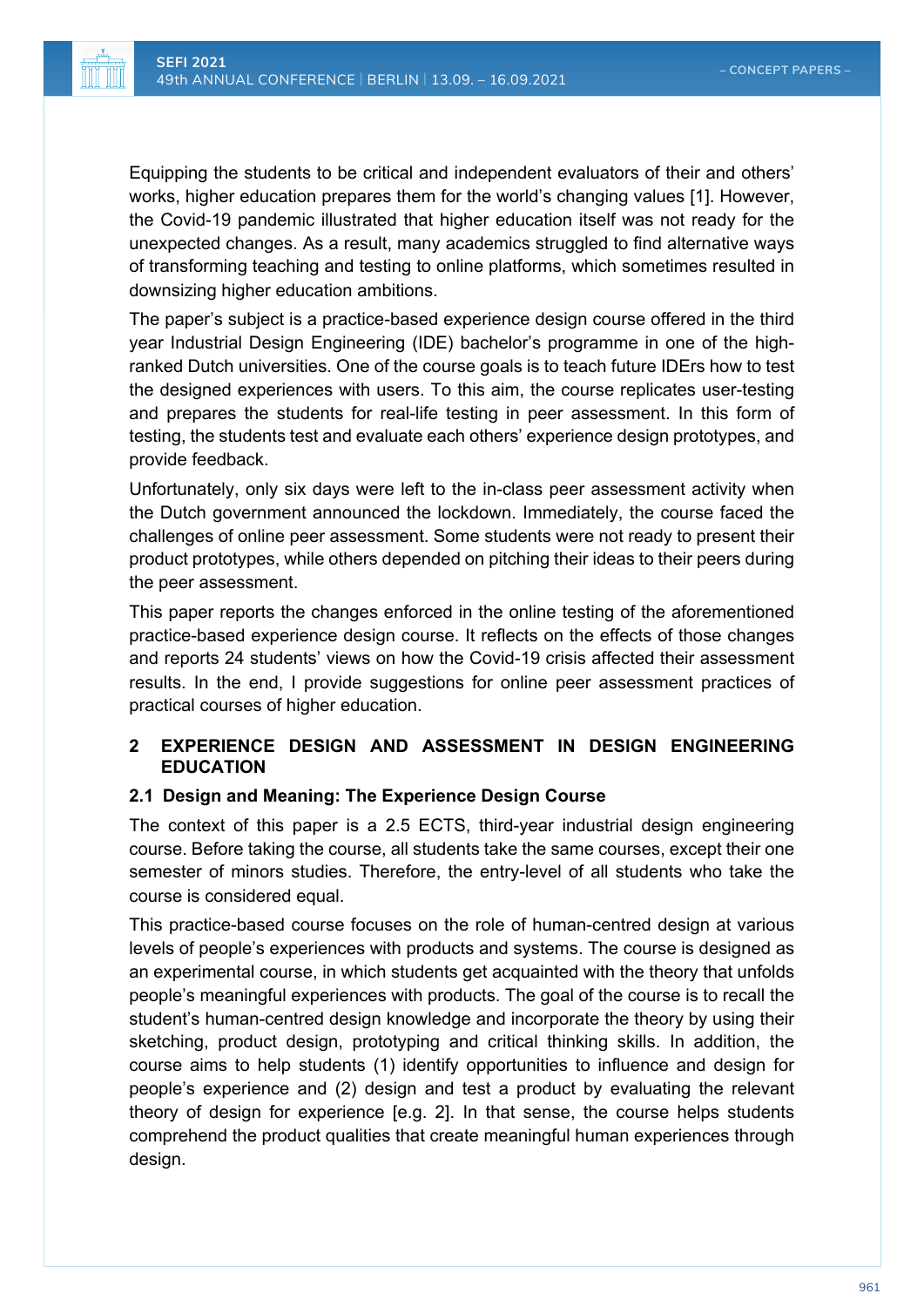Equipping the students to be critical and independent evaluators of their and others' works, higher education prepares them for the world's changing values [1]. However, the Covid-19 pandemic illustrated that higher education itself was not ready for the unexpected changes. As a result, many academics struggled to find alternative ways of transforming teaching and testing to online platforms, which sometimes resulted in downsizing higher education ambitions.

The paper's subject is a practice-based experience design course offered in the third year Industrial Design Engineering (IDE) bachelor's programme in one of the high-ranked Dutch universities. One of the course goals is to teach future IDErs how to test the designed experiences with users. To this aim, the course replicates user-testing and prepares the students for real-life testing in peer assessment. In this form of testing, the students test and evaluate each others' experience design prototypes, and provide feedback.

Unfortunately, only six days were left to the in-class peer assessment activity when the Dutch government announced the lockdown. Immediately, the course faced the challenges of online peer assessment. Some students were not ready to present their product prototypes, while others depended on pitching their ideas to their peers during the peer assessment.

This paper reports the changes enforced in the online testing of the aforementioned practice-based experience design course. It reflects on the effects of those changes and reports 24 students' views on how the Covid-19 crisis affected their assessment results. In the end, I provide suggestions for online peer assessment practices of practical courses of higher education.

## 2 EXPERIENCE DESIGN AND ASSESSMENT IN DESIGN ENGINEERING EDUCATION

### 2.1 Design and Meaning: The Experience Design Course

The context of this paper is a 2.5 ECTS, third-year industrial design engineering course. Before taking the course, all students take the same courses, except their one semester of minors studies. Therefore, the entry-level of all students who take the course is considered equal.

This practice-based course focuses on the role of human-centred design at various levels of people's experiences with products and systems. The course is designed as an experimental course, in which students get acquainted with the theory that unfolds people's meaningful experiences with products. The goal of the course is to recall the student's human-centred design knowledge and incorporate the theory by using their sketching, product design, prototyping and critical thinking skills. In addition, the course aims to help students (1) identify opportunities to influence and design for people's experience and (2) design and test a product by evaluating the relevant theory of design for experience [e.g. 2]. In that sense, the course helps students comprehend the product qualities that create meaningful human experiences through design.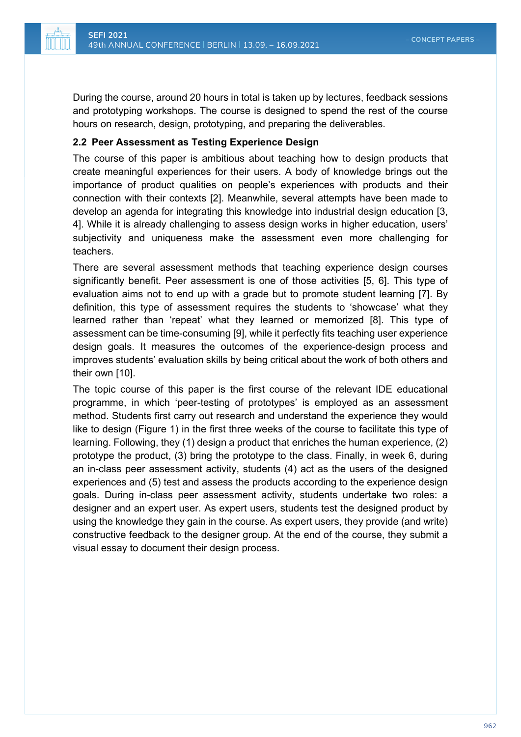During the course, around 20 hours in total is taken up by lectures, feedback sessions and prototyping workshops. The course is designed to spend the rest of the course hours on research, design, prototyping, and preparing the deliverables.

### 2.2 Peer Assessment as Testing Experience Design

The course of this paper is ambitious about teaching how to design products that create meaningful experiences for their users. A body of knowledge brings out the importance of product qualities on people's experiences with products and their connection with their contexts [2]. Meanwhile, several attempts have been made to develop an agenda for integrating this knowledge into industrial design education [3, 4]. While it is already challenging to assess design works in higher education, users' subjectivity and uniqueness make the assessment even more challenging for teachers.

There are several assessment methods that teaching experience design courses significantly benefit. Peer assessment is one of those activities [5, 6]. This type of evaluation aims not to end up with a grade but to promote student learning [7]. By definition, this type of assessment requires the students to 'showcase' what they learned rather than 'repeat' what they learned or memorized [8]. This type of assessment can be time-consuming [9], while it perfectly fits teaching user experience design goals. It measures the outcomes of the experience-design process and improves students' evaluation skills by being critical about the work of both others and their own [10].

The topic course of this paper is the first course of the relevant IDE educational programme, in which 'peer-testing of prototypes' is employed as an assessment method. Students first carry out research and understand the experience they would like to design (Figure 1) in the first three weeks of the course to facilitate this type of learning. Following, they (1) design a product that enriches the human experience, (2) prototype the product, (3) bring the prototype to the class. Finally, in week 6, during an in-class peer assessment activity, students (4) act as the users of the designed experiences and (5) test and assess the products according to the experience design goals. During in-class peer assessment activity, students undertake two roles: a designer and an expert user. As expert users, students test the designed product by using the knowledge they gain in the course. As expert users, they provide (and write) constructive feedback to the designer group. At the end of the course, they submit a visual essay to document their design process.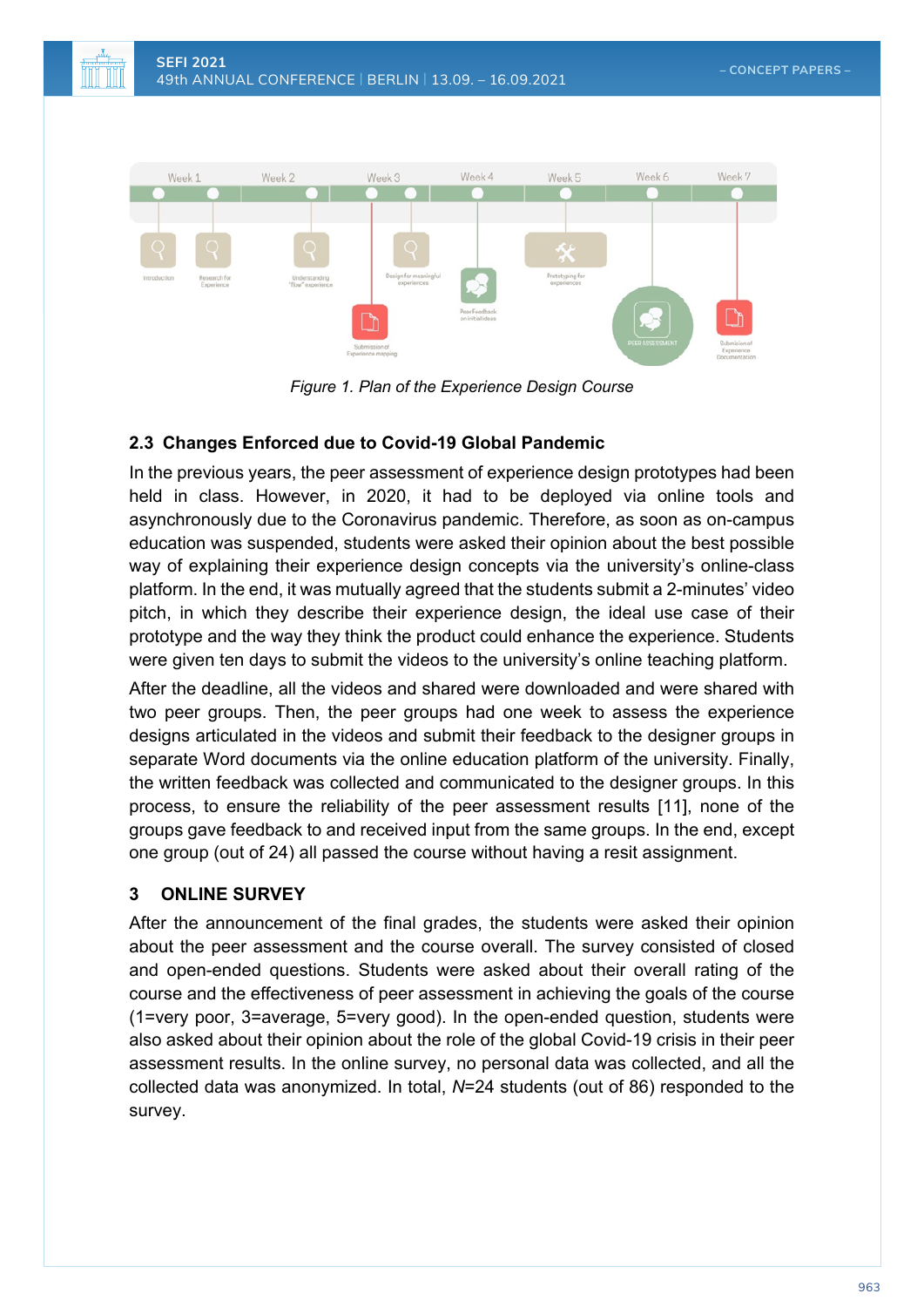Week 1
Week 2
Week 3
Week 4
Week 5
Week 6
Week 7

Introduction
Research for Experience
Understanding "flow" experience
Design for meaningful experiences
Prototyping for experiences
Submission of Experience mapping
Peer Feedback on initial ideas
PEER ASSESSMENT
Submission of Experience Documentation

*Figure 1. Plan of the Experience Design Course*

### 2.3 Changes Enforced due to Covid-19 Global Pandemic

In the previous years, the peer assessment of experience design prototypes had been held in class. However, in 2020, it had to be deployed via online tools and asynchronously due to the Coronavirus pandemic. Therefore, as soon as on-campus education was suspended, students were asked their opinion about the best possible way of explaining their experience design concepts via the university's online-class platform. In the end, it was mutually agreed that the students submit a 2-minutes' video pitch, in which they describe their experience design, the ideal use case of their prototype and the way they think the product could enhance the experience. Students were given ten days to submit the videos to the university's online teaching platform.

After the deadline, all the videos and shared were downloaded and were shared with two peer groups. Then, the peer groups had one week to assess the experience designs articulated in the videos and submit their feedback to the designer groups in separate Word documents via the online education platform of the university. Finally, the written feedback was collected and communicated to the designer groups. In this process, to ensure the reliability of the peer assessment results [11], none of the groups gave feedback to and received input from the same groups. In the end, except one group (out of 24) all passed the course without having a resit assignment.

## 3 ONLINE SURVEY

After the announcement of the final grades, the students were asked their opinion about the peer assessment and the course overall. The survey consisted of closed and open-ended questions. Students were asked about their overall rating of the course and the effectiveness of peer assessment in achieving the goals of the course (1=very poor, 3=average, 5=very good). In the open-ended question, students were also asked about their opinion about the role of the global Covid-19 crisis in their peer assessment results. In the online survey, no personal data was collected, and all the collected data was anonymized. In total, $N$=24 students (out of 86) responded to the survey.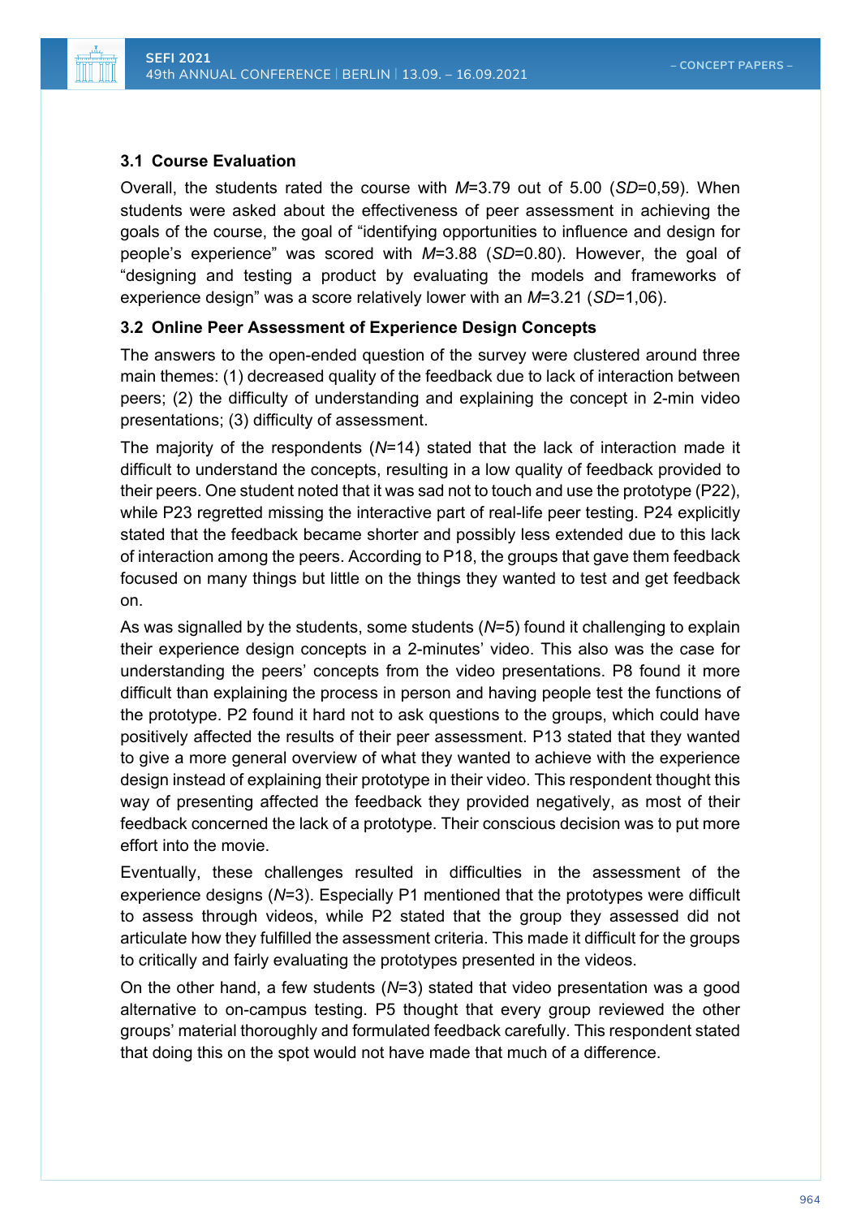### 3.1 Course Evaluation

Overall, the students rated the course with $M$=3.79 out of 5.00 ($SD$=0,59). When students were asked about the effectiveness of peer assessment in achieving the goals of the course, the goal of "identifying opportunities to influence and design for people's experience" was scored with $M$=3.88 ($SD$=0.80). However, the goal of "designing and testing a product by evaluating the models and frameworks of experience design" was a score relatively lower with an $M$=3.21 ($SD$=1,06).

### 3.2 Online Peer Assessment of Experience Design Concepts

The answers to the open-ended question of the survey were clustered around three main themes: (1) decreased quality of the feedback due to lack of interaction between peers; (2) the difficulty of understanding and explaining the concept in 2-min video presentations; (3) difficulty of assessment.

The majority of the respondents ($N$=14) stated that the lack of interaction made it difficult to understand the concepts, resulting in a low quality of feedback provided to their peers. One student noted that it was sad not to touch and use the prototype (P22), while P23 regretted missing the interactive part of real-life peer testing. P24 explicitly stated that the feedback became shorter and possibly less extended due to this lack of interaction among the peers. According to P18, the groups that gave them feedback focused on many things but little on the things they wanted to test and get feedback on.

As was signalled by the students, some students ($N$=5) found it challenging to explain their experience design concepts in a 2-minutes' video. This also was the case for understanding the peers' concepts from the video presentations. P8 found it more difficult than explaining the process in person and having people test the functions of the prototype. P2 found it hard not to ask questions to the groups, which could have positively affected the results of their peer assessment. P13 stated that they wanted to give a more general overview of what they wanted to achieve with the experience design instead of explaining their prototype in their video. This respondent thought this way of presenting affected the feedback they provided negatively, as most of their feedback concerned the lack of a prototype. Their conscious decision was to put more effort into the movie.

Eventually, these challenges resulted in difficulties in the assessment of the experience designs ($N$=3). Especially P1 mentioned that the prototypes were difficult to assess through videos, while P2 stated that the group they assessed did not articulate how they fulfilled the assessment criteria. This made it difficult for the groups to critically and fairly evaluating the prototypes presented in the videos.

On the other hand, a few students ($N$=3) stated that video presentation was a good alternative to on-campus testing. P5 thought that every group reviewed the other groups' material thoroughly and formulated feedback carefully. This respondent stated that doing this on the spot would not have made that much of a difference.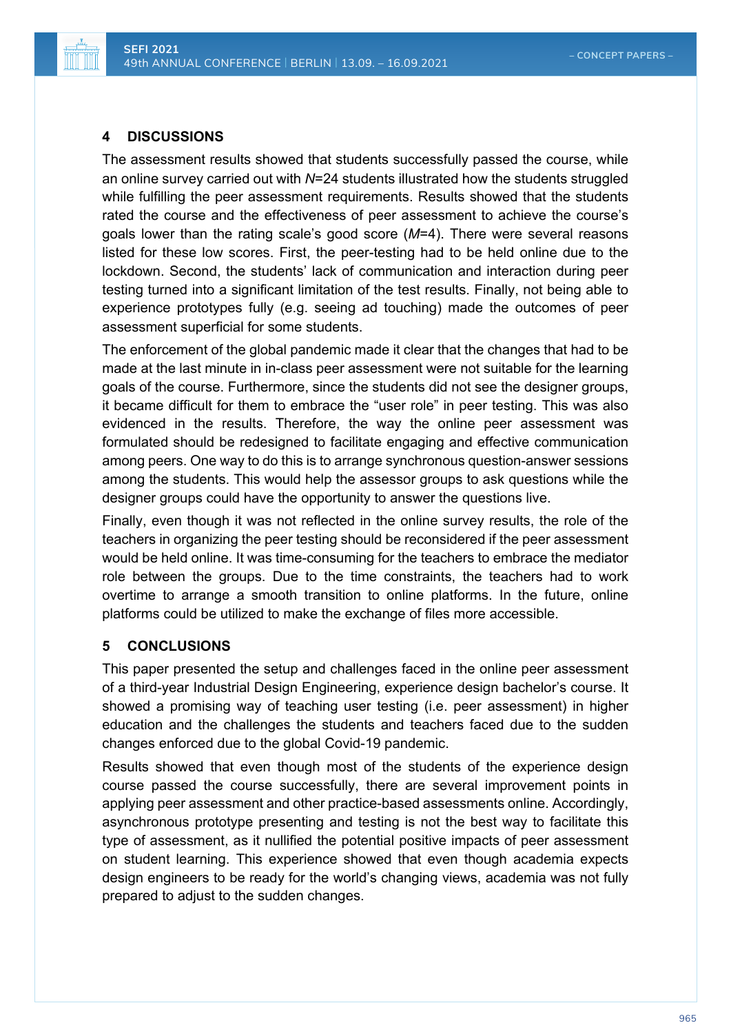## 4 DISCUSSIONS

The assessment results showed that students successfully passed the course, while an online survey carried out with $N$=24 students illustrated how the students struggled while fulfilling the peer assessment requirements. Results showed that the students rated the course and the effectiveness of peer assessment to achieve the course's goals lower than the rating scale's good score ($M$=4). There were several reasons listed for these low scores. First, the peer-testing had to be held online due to the lockdown. Second, the students' lack of communication and interaction during peer testing turned into a significant limitation of the test results. Finally, not being able to experience prototypes fully (e.g. seeing ad touching) made the outcomes of peer assessment superficial for some students.

The enforcement of the global pandemic made it clear that the changes that had to be made at the last minute in in-class peer assessment were not suitable for the learning goals of the course. Furthermore, since the students did not see the designer groups, it became difficult for them to embrace the "user role" in peer testing. This was also evidenced in the results. Therefore, the way the online peer assessment was formulated should be redesigned to facilitate engaging and effective communication among peers. One way to do this is to arrange synchronous question-answer sessions among the students. This would help the assessor groups to ask questions while the designer groups could have the opportunity to answer the questions live.

Finally, even though it was not reflected in the online survey results, the role of the teachers in organizing the peer testing should be reconsidered if the peer assessment would be held online. It was time-consuming for the teachers to embrace the mediator role between the groups. Due to the time constraints, the teachers had to work overtime to arrange a smooth transition to online platforms. In the future, online platforms could be utilized to make the exchange of files more accessible.

## 5 CONCLUSIONS

This paper presented the setup and challenges faced in the online peer assessment of a third-year Industrial Design Engineering, experience design bachelor's course. It showed a promising way of teaching user testing (i.e. peer assessment) in higher education and the challenges the students and teachers faced due to the sudden changes enforced due to the global Covid-19 pandemic.

Results showed that even though most of the students of the experience design course passed the course successfully, there are several improvement points in applying peer assessment and other practice-based assessments online. Accordingly, asynchronous prototype presenting and testing is not the best way to facilitate this type of assessment, as it nullified the potential positive impacts of peer assessment on student learning. This experience showed that even though academia expects design engineers to be ready for the world's changing views, academia was not fully prepared to adjust to the sudden changes.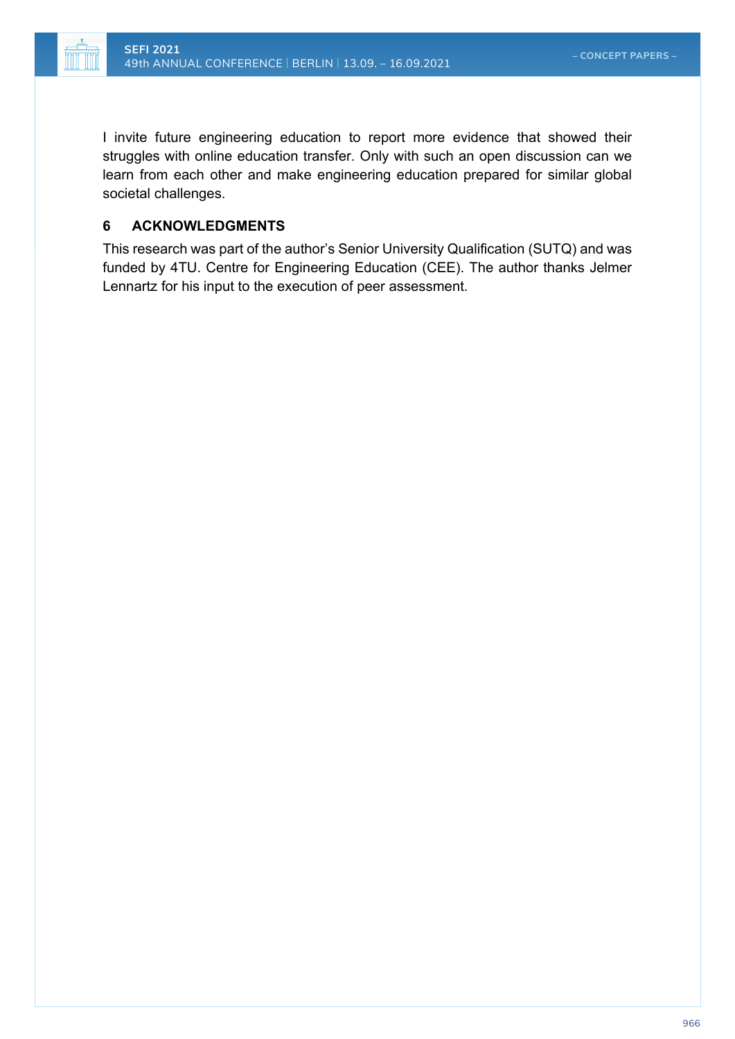I invite future engineering education to report more evidence that showed their struggles with online education transfer. Only with such an open discussion can we learn from each other and make engineering education prepared for similar global societal challenges.

## 6 ACKNOWLEDGMENTS

This research was part of the author's Senior University Qualification (SUTQ) and was funded by 4TU. Centre for Engineering Education (CEE). The author thanks Jelmer Lennartz for his input to the execution of peer assessment.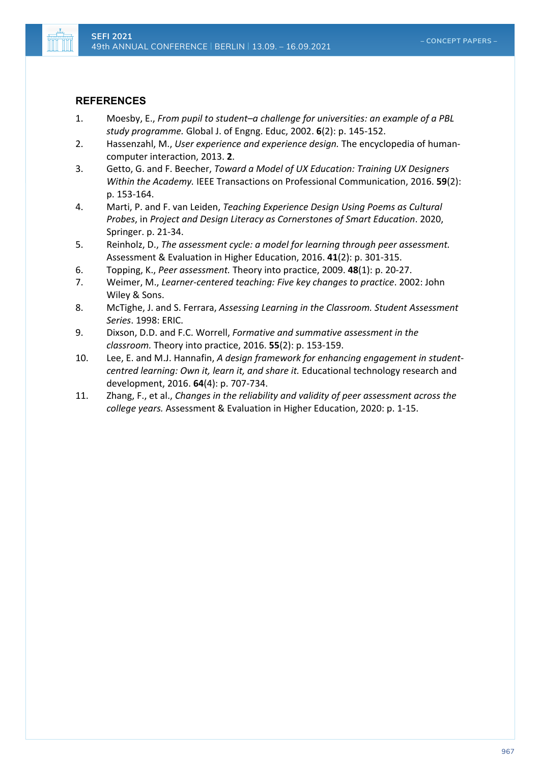## REFERENCES

1. Moesby, E., *From pupil to student–a challenge for universities: an example of a PBL study programme.* Global J. of Engng. Educ, 2002. **6**(2): p. 145-152.
2. Hassenzahl, M., *User experience and experience design.* The encyclopedia of human-computer interaction, 2013. **2**.
3. Getto, G. and F. Beecher, *Toward a Model of UX Education: Training UX Designers Within the Academy.* IEEE Transactions on Professional Communication, 2016. **59**(2): p. 153-164.
4. Marti, P. and F. van Leiden, *Teaching Experience Design Using Poems as Cultural Probes*, in *Project and Design Literacy as Cornerstones of Smart Education*. 2020, Springer. p. 21-34.
5. Reinholz, D., *The assessment cycle: a model for learning through peer assessment.* Assessment & Evaluation in Higher Education, 2016. **41**(2): p. 301-315.
6. Topping, K., *Peer assessment.* Theory into practice, 2009. **48**(1): p. 20-27.
7. Weimer, M., *Learner-centered teaching: Five key changes to practice*. 2002: John Wiley & Sons.
8. McTighe, J. and S. Ferrara, *Assessing Learning in the Classroom. Student Assessment Series*. 1998: ERIC.
9. Dixson, D.D. and F.C. Worrell, *Formative and summative assessment in the classroom.* Theory into practice, 2016. **55**(2): p. 153-159.
10. Lee, E. and M.J. Hannafin, *A design framework for enhancing engagement in student-centred learning: Own it, learn it, and share it.* Educational technology research and development, 2016. **64**(4): p. 707-734.
11. Zhang, F., et al., *Changes in the reliability and validity of peer assessment across the college years.* Assessment & Evaluation in Higher Education, 2020: p. 1-15.